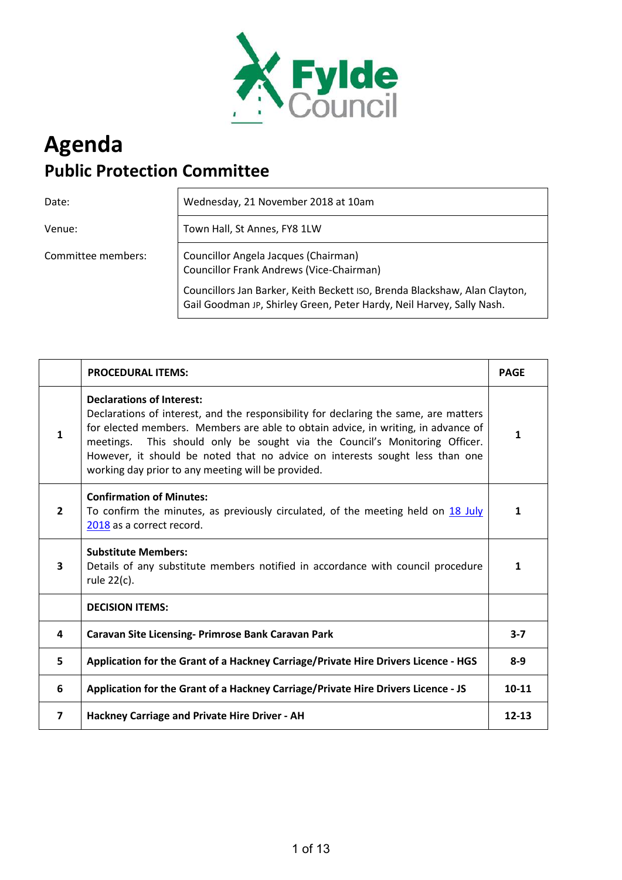Fylde Council

# Agenda

## Public Protection Committee

| | |
|---|---|
| Date: | Wednesday, 21 November 2018 at 10am |
| Venue: | Town Hall, St Annes, FY8 1LW |
| Committee members: | Councillor Angela Jacques (Chairman)<br>Councillor Frank Andrews (Vice-Chairman)<br>Councillors Jan Barker, Keith Beckett ISO, Brenda Blackshaw, Alan Clayton, Gail Goodman JP, Shirley Green, Peter Hardy, Neil Harvey, Sally Nash. |

| | PROCEDURAL ITEMS: | PAGE |
|---|---|---|
| 1 | **Declarations of Interest:**<br>Declarations of interest, and the responsibility for declaring the same, are matters for elected members. Members are able to obtain advice, in writing, in advance of meetings. This should only be sought via the Council's Monitoring Officer. However, it should be noted that no advice on interests sought less than one working day prior to any meeting will be provided. | 1 |
| 2 | **Confirmation of Minutes:**<br>To confirm the minutes, as previously circulated, of the meeting held on 18 July 2018 as a correct record. | 1 |
| 3 | **Substitute Members:**<br>Details of any substitute members notified in accordance with council procedure rule 22(c). | 1 |
| | **DECISION ITEMS:** | |
| 4 | **Caravan Site Licensing- Primrose Bank Caravan Park** | 3-7 |
| 5 | **Application for the Grant of a Hackney Carriage/Private Hire Drivers Licence - HGS** | 8-9 |
| 6 | **Application for the Grant of a Hackney Carriage/Private Hire Drivers Licence - JS** | 10-11 |
| 7 | **Hackney Carriage and Private Hire Driver - AH** | 12-13 |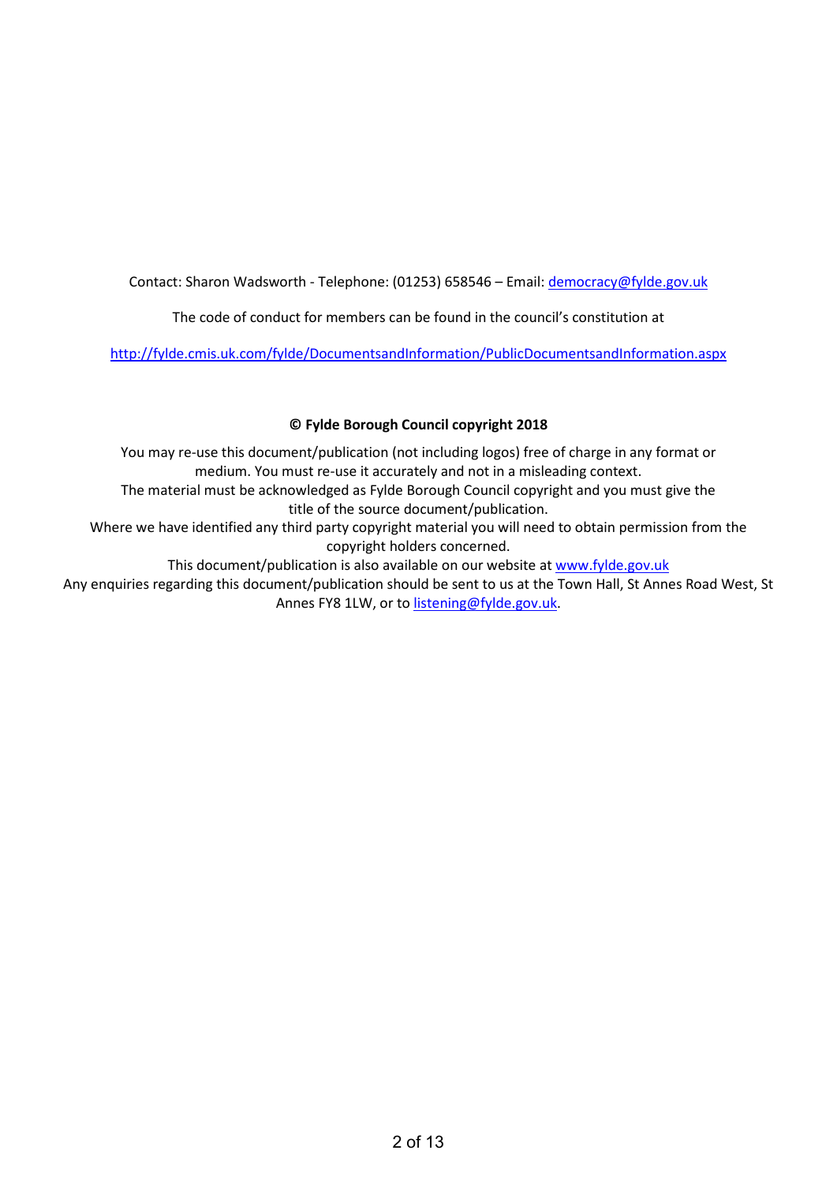Contact: Sharon Wadsworth - Telephone: (01253) 658546 – Email: democracy@fylde.gov.uk

The code of conduct for members can be found in the council's constitution at

http://fylde.cmis.uk.com/fylde/DocumentsandInformation/PublicDocumentsandInformation.aspx

**© Fylde Borough Council copyright 2018**

You may re-use this document/publication (not including logos) free of charge in any format or medium. You must re-use it accurately and not in a misleading context.
The material must be acknowledged as Fylde Borough Council copyright and you must give the title of the source document/publication.
Where we have identified any third party copyright material you will need to obtain permission from the copyright holders concerned.
This document/publication is also available on our website at www.fylde.gov.uk
Any enquiries regarding this document/publication should be sent to us at the Town Hall, St Annes Road West, St Annes FY8 1LW, or to listening@fylde.gov.uk.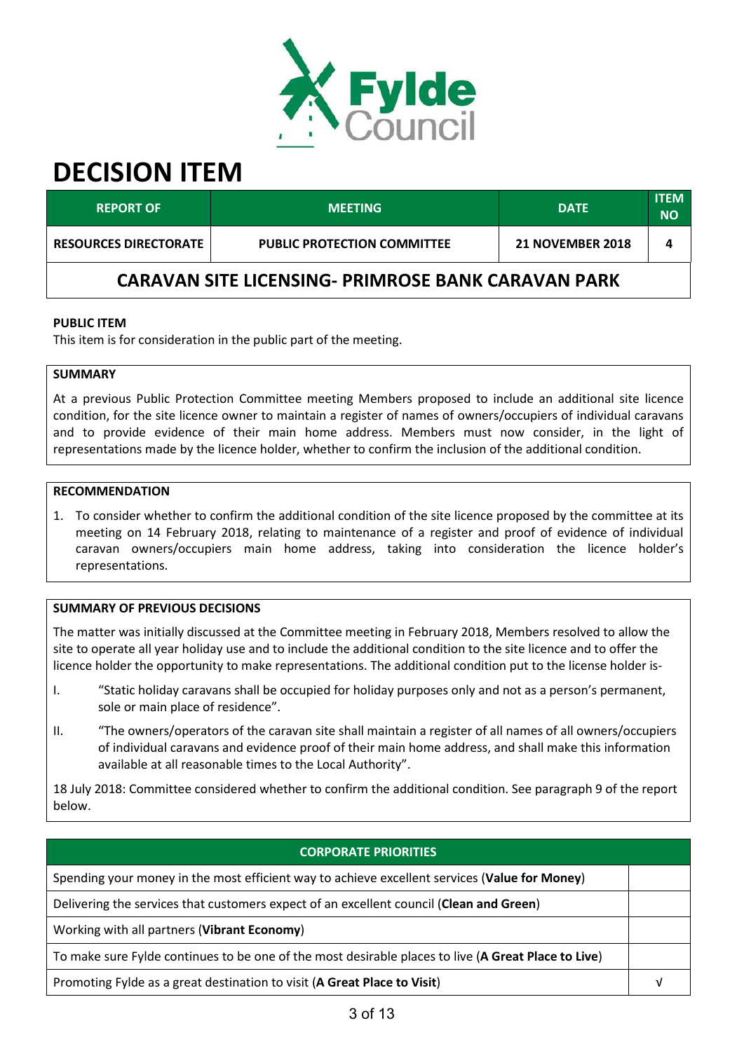# DECISION ITEM

| REPORT OF | MEETING | DATE | ITEM NO |
|---|---|---|---|
| RESOURCES DIRECTORATE | PUBLIC PROTECTION COMMITTEE | 21 NOVEMBER 2018 | 4 |

## CARAVAN SITE LICENSING- PRIMROSE BANK CARAVAN PARK

**PUBLIC ITEM**

This item is for consideration in the public part of the meeting.

**SUMMARY**

At a previous Public Protection Committee meeting Members proposed to include an additional site licence condition, for the site licence owner to maintain a register of names of owners/occupiers of individual caravans and to provide evidence of their main home address. Members must now consider, in the light of representations made by the licence holder, whether to confirm the inclusion of the additional condition.

**RECOMMENDATION**

1. To consider whether to confirm the additional condition of the site licence proposed by the committee at its meeting on 14 February 2018, relating to maintenance of a register and proof of evidence of individual caravan owners/occupiers main home address, taking into consideration the licence holder's representations.

**SUMMARY OF PREVIOUS DECISIONS**

The matter was initially discussed at the Committee meeting in February 2018, Members resolved to allow the site to operate all year holiday use and to include the additional condition to the site licence and to offer the licence holder the opportunity to make representations. The additional condition put to the license holder is-

I. "Static holiday caravans shall be occupied for holiday purposes only and not as a person's permanent, sole or main place of residence".

II. "The owners/operators of the caravan site shall maintain a register of all names of all owners/occupiers of individual caravans and evidence proof of their main home address, and shall make this information available at all reasonable times to the Local Authority".

18 July 2018: Committee considered whether to confirm the additional condition. See paragraph 9 of the report below.

| CORPORATE PRIORITIES | |
|---|---|
| Spending your money in the most efficient way to achieve excellent services (**Value for Money**) | |
| Delivering the services that customers expect of an excellent council (**Clean and Green**) | |
| Working with all partners (**Vibrant Economy**) | |
| To make sure Fylde continues to be one of the most desirable places to live (**A Great Place to Live**) | |
| Promoting Fylde as a great destination to visit (**A Great Place to Visit**) | √ |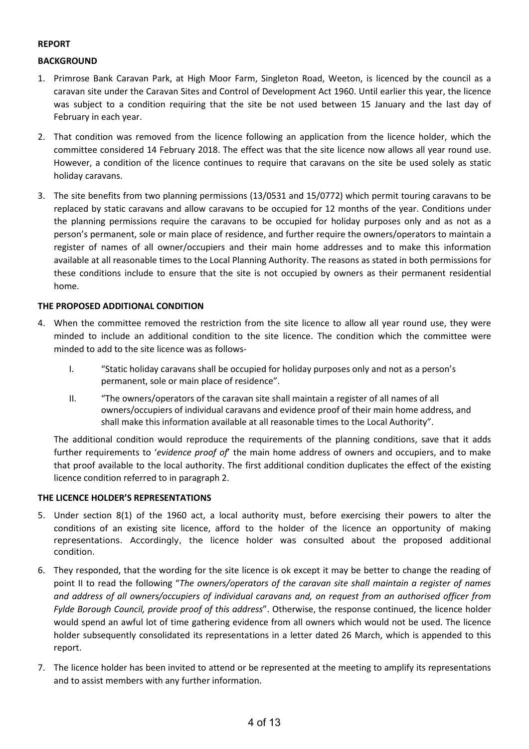**REPORT**

**BACKGROUND**

1. Primrose Bank Caravan Park, at High Moor Farm, Singleton Road, Weeton, is licenced by the council as a caravan site under the Caravan Sites and Control of Development Act 1960. Until earlier this year, the licence was subject to a condition requiring that the site be not used between 15 January and the last day of February in each year.

2. That condition was removed from the licence following an application from the licence holder, which the committee considered 14 February 2018. The effect was that the site licence now allows all year round use. However, a condition of the licence continues to require that caravans on the site be used solely as static holiday caravans.

3. The site benefits from two planning permissions (13/0531 and 15/0772) which permit touring caravans to be replaced by static caravans and allow caravans to be occupied for 12 months of the year. Conditions under the planning permissions require the caravans to be occupied for holiday purposes only and as not as a person's permanent, sole or main place of residence, and further require the owners/operators to maintain a register of names of all owner/occupiers and their main home addresses and to make this information available at all reasonable times to the Local Planning Authority. The reasons as stated in both permissions for these conditions include to ensure that the site is not occupied by owners as their permanent residential home.

**THE PROPOSED ADDITIONAL CONDITION**

4. When the committee removed the restriction from the site licence to allow all year round use, they were minded to include an additional condition to the site licence. The condition which the committee were minded to add to the site licence was as follows-

   I. "Static holiday caravans shall be occupied for holiday purposes only and not as a person's permanent, sole or main place of residence".

   II. "The owners/operators of the caravan site shall maintain a register of all names of all owners/occupiers of individual caravans and evidence proof of their main home address, and shall make this information available at all reasonable times to the Local Authority".

   The additional condition would reproduce the requirements of the planning conditions, save that it adds further requirements to '*evidence proof of*' the main home address of owners and occupiers, and to make that proof available to the local authority. The first additional condition duplicates the effect of the existing licence condition referred to in paragraph 2.

**THE LICENCE HOLDER'S REPRESENTATIONS**

5. Under section 8(1) of the 1960 act, a local authority must, before exercising their powers to alter the conditions of an existing site licence, afford to the holder of the licence an opportunity of making representations. Accordingly, the licence holder was consulted about the proposed additional condition.

6. They responded, that the wording for the site licence is ok except it may be better to change the reading of point II to read the following "*The owners/operators of the caravan site shall maintain a register of names and address of all owners/occupiers of individual caravans and, on request from an authorised officer from Fylde Borough Council, provide proof of this address*". Otherwise, the response continued, the licence holder would spend an awful lot of time gathering evidence from all owners which would not be used. The licence holder subsequently consolidated its representations in a letter dated 26 March, which is appended to this report.

7. The licence holder has been invited to attend or be represented at the meeting to amplify its representations and to assist members with any further information.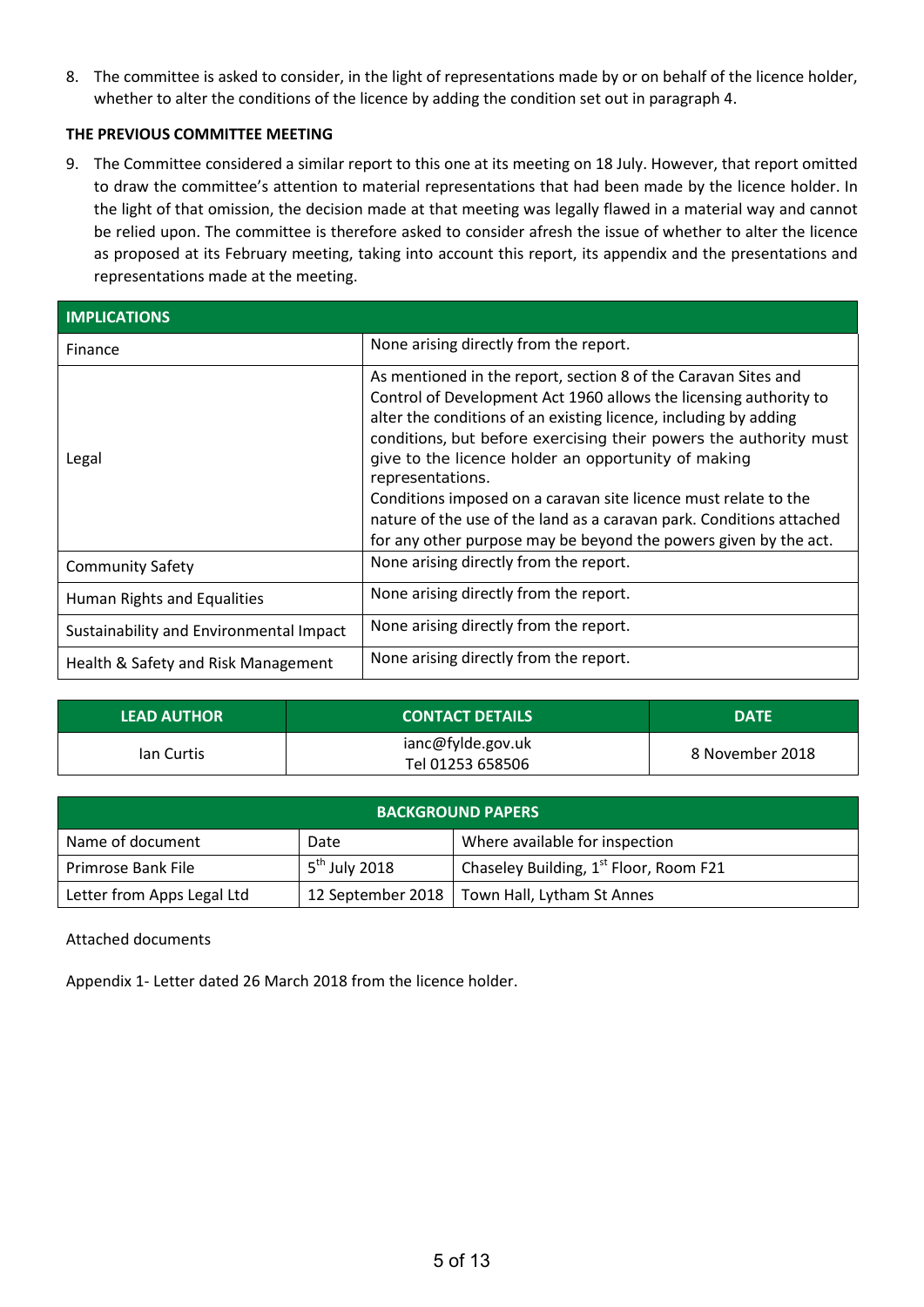8. The committee is asked to consider, in the light of representations made by or on behalf of the licence holder, whether to alter the conditions of the licence by adding the condition set out in paragraph 4.

**THE PREVIOUS COMMITTEE MEETING**

9. The Committee considered a similar report to this one at its meeting on 18 July. However, that report omitted to draw the committee's attention to material representations that had been made by the licence holder. In the light of that omission, the decision made at that meeting was legally flawed in a material way and cannot be relied upon. The committee is therefore asked to consider afresh the issue of whether to alter the licence as proposed at its February meeting, taking into account this report, its appendix and the presentations and representations made at the meeting.

| IMPLICATIONS | |
|---|---|
| Finance | None arising directly from the report. |
| Legal | As mentioned in the report, section 8 of the Caravan Sites and Control of Development Act 1960 allows the licensing authority to alter the conditions of an existing licence, including by adding conditions, but before exercising their powers the authority must give to the licence holder an opportunity of making representations.<br>Conditions imposed on a caravan site licence must relate to the nature of the use of the land as a caravan park. Conditions attached for any other purpose may be beyond the powers given by the act. |
| Community Safety | None arising directly from the report. |
| Human Rights and Equalities | None arising directly from the report. |
| Sustainability and Environmental Impact | None arising directly from the report. |
| Health & Safety and Risk Management | None arising directly from the report. |

| LEAD AUTHOR | CONTACT DETAILS | DATE |
|---|---|---|
| Ian Curtis | ianc@fylde.gov.uk<br>Tel 01253 658506 | 8 November 2018 |

| BACKGROUND PAPERS | | |
|---|---|---|
| Name of document | Date | Where available for inspection |
| Primrose Bank File | 5th July 2018 | Chaseley Building, 1st Floor, Room F21 |
| Letter from Apps Legal Ltd | 12 September 2018 | Town Hall, Lytham St Annes |

Attached documents

Appendix 1- Letter dated 26 March 2018 from the licence holder.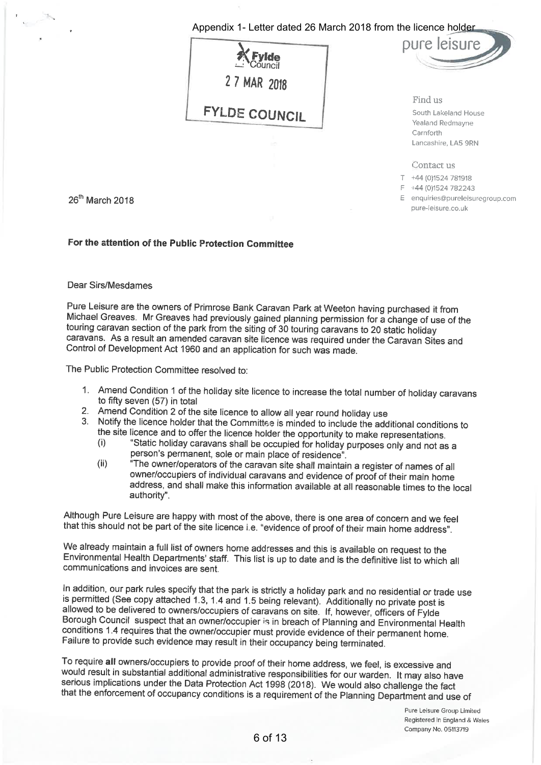Appendix 1- Letter dated 26 March 2018 from the licence holder

Fylde Council
27 MAR 2018
FYLDE COUNCIL

pure leisure

Find us

South Lakeland House
Yealand Redmayne
Carnforth
Lancashire, LA5 9RN

Contact us

T +44 (0)1524 781918
F +44 (0)1524 782243
E enquiries@pureleisuregroup.com
pure-leisure.co.uk

26th March 2018

**For the attention of the Public Protection Committee**

Dear Sirs/Mesdames

Pure Leisure are the owners of Primrose Bank Caravan Park at Weeton having purchased it from Michael Greaves. Mr Greaves had previously gained planning permission for a change of use of the touring caravan section of the park from the siting of 30 touring caravans to 20 static holiday caravans. As a result an amended caravan site licence was required under the Caravan Sites and Control of Development Act 1960 and an application for such was made.

The Public Protection Committee resolved to:

1. Amend Condition 1 of the holiday site licence to increase the total number of holiday caravans to fifty seven (57) in total
2. Amend Condition 2 of the site licence to allow all year round holiday use
3. Notify the licence holder that the Committee is minded to include the additional conditions to the site licence and to offer the licence holder the opportunity to make representations.
   (i) "Static holiday caravans shall be occupied for holiday purposes only and not as a person's permanent, sole or main place of residence".
   (ii) "The owner/operators of the caravan site shall maintain a register of names of all owner/occupiers of individual caravans and evidence of proof of their main home address, and shall make this information available at all reasonable times to the local authority".

Although Pure Leisure are happy with most of the above, there is one area of concern and we feel that this should not be part of the site licence i.e. "evidence of proof of their main home address".

We already maintain a full list of owners home addresses and this is available on request to the Environmental Health Departments' staff. This list is up to date and is the definitive list to which all communications and invoices are sent.

In addition, our park rules specify that the park is strictly a holiday park and no residential or trade use is permitted (See copy attached 1.3, 1.4 and 1.5 being relevant). Additionally no private post is allowed to be delivered to owners/occupiers of caravans on site. If, however, officers of Fylde Borough Council suspect that an owner/occupier is in breach of Planning and Environmental Health conditions 1.4 requires that the owner/occupier must provide evidence of their permanent home. Failure to provide such evidence may result in their occupancy being terminated.

To require **all** owners/occupiers to provide proof of their home address, we feel, is excessive and would result in substantial additional administrative responsibilities for our warden. It may also have serious implications under the Data Protection Act 1998 (2018). We would also challenge the fact that the enforcement of occupancy conditions is a requirement of the Planning Department and use of

Pure Leisure Group Limited
Registered in England & Wales
Company No. 05113719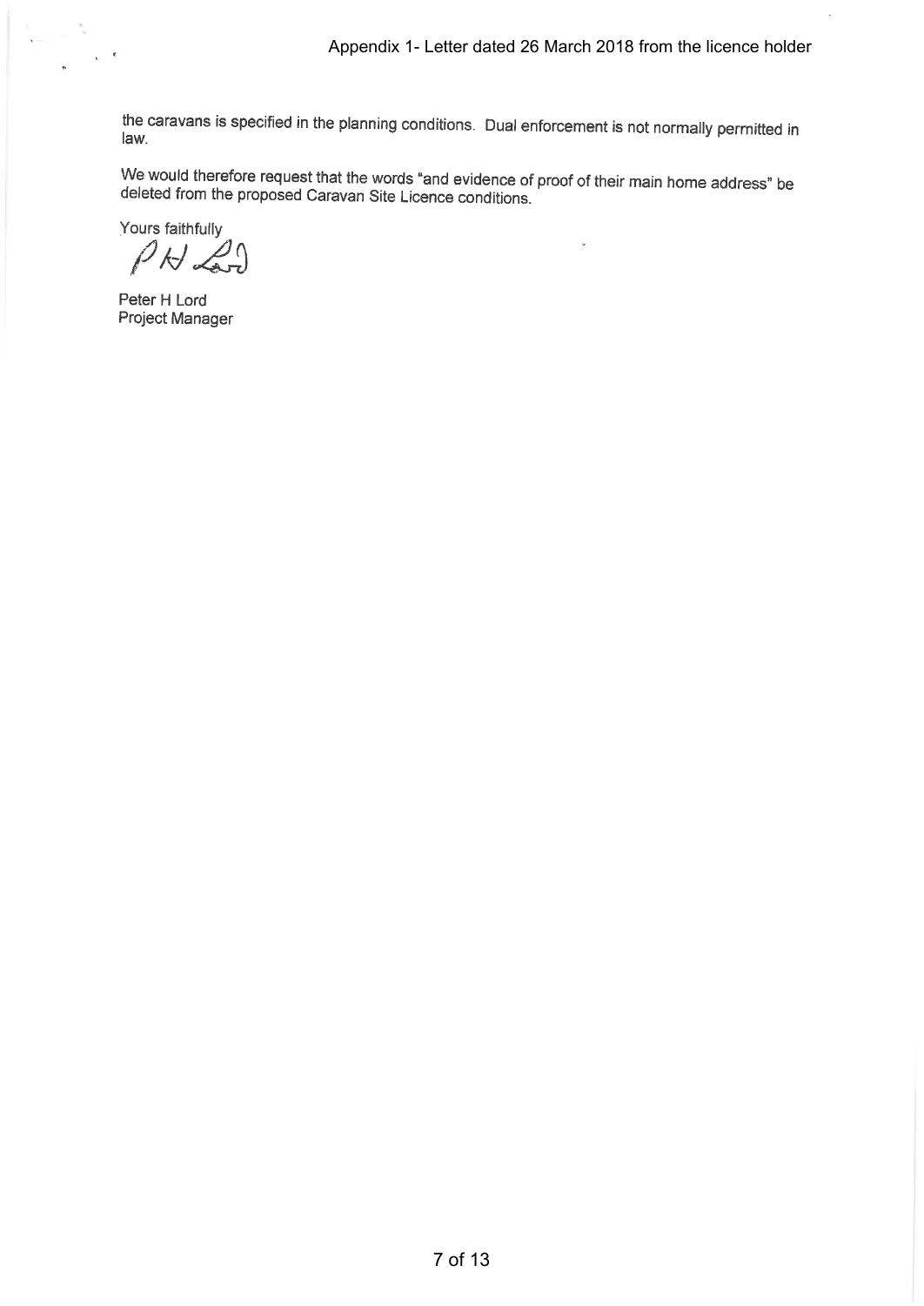the caravans is specified in the planning conditions. Dual enforcement is not normally permitted in law.

We would therefore request that the words "and evidence of proof of their main home address" be deleted from the proposed Caravan Site Licence conditions.

Yours faithfully

PH Lord

Peter H Lord
Project Manager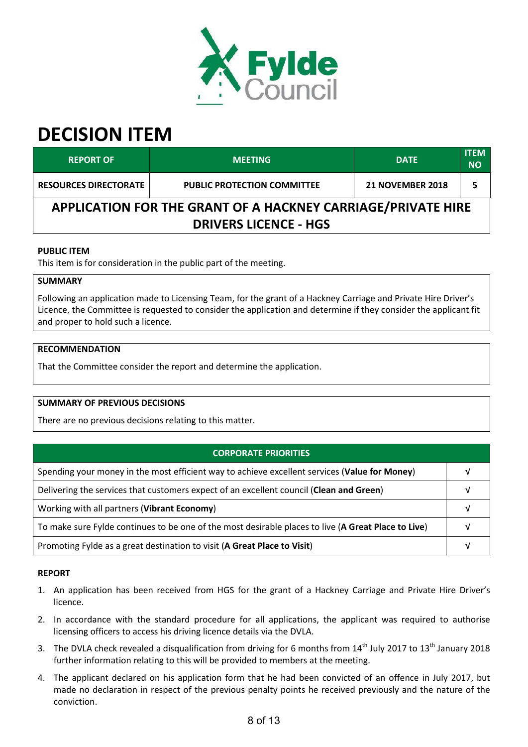# DECISION ITEM

| REPORT OF | MEETING | DATE | ITEM NO |
|---|---|---|---|
| RESOURCES DIRECTORATE | PUBLIC PROTECTION COMMITTEE | 21 NOVEMBER 2018 | 5 |

## APPLICATION FOR THE GRANT OF A HACKNEY CARRIAGE/PRIVATE HIRE DRIVERS LICENCE - HGS

**PUBLIC ITEM**

This item is for consideration in the public part of the meeting.

**SUMMARY**

Following an application made to Licensing Team, for the grant of a Hackney Carriage and Private Hire Driver's Licence, the Committee is requested to consider the application and determine if they consider the applicant fit and proper to hold such a licence.

**RECOMMENDATION**

That the Committee consider the report and determine the application.

**SUMMARY OF PREVIOUS DECISIONS**

There are no previous decisions relating to this matter.

| CORPORATE PRIORITIES | |
|---|---|
| Spending your money in the most efficient way to achieve excellent services (**Value for Money**) | √ |
| Delivering the services that customers expect of an excellent council (**Clean and Green**) | √ |
| Working with all partners (**Vibrant Economy**) | √ |
| To make sure Fylde continues to be one of the most desirable places to live (**A Great Place to Live**) | √ |
| Promoting Fylde as a great destination to visit (**A Great Place to Visit**) | √ |

**REPORT**

1. An application has been received from HGS for the grant of a Hackney Carriage and Private Hire Driver's licence.
2. In accordance with the standard procedure for all applications, the applicant was required to authorise licensing officers to access his driving licence details via the DVLA.
3. The DVLA check revealed a disqualification from driving for 6 months from 14th July 2017 to 13th January 2018 further information relating to this will be provided to members at the meeting.
4. The applicant declared on his application form that he had been convicted of an offence in July 2017, but made no declaration in respect of the previous penalty points he received previously and the nature of the conviction.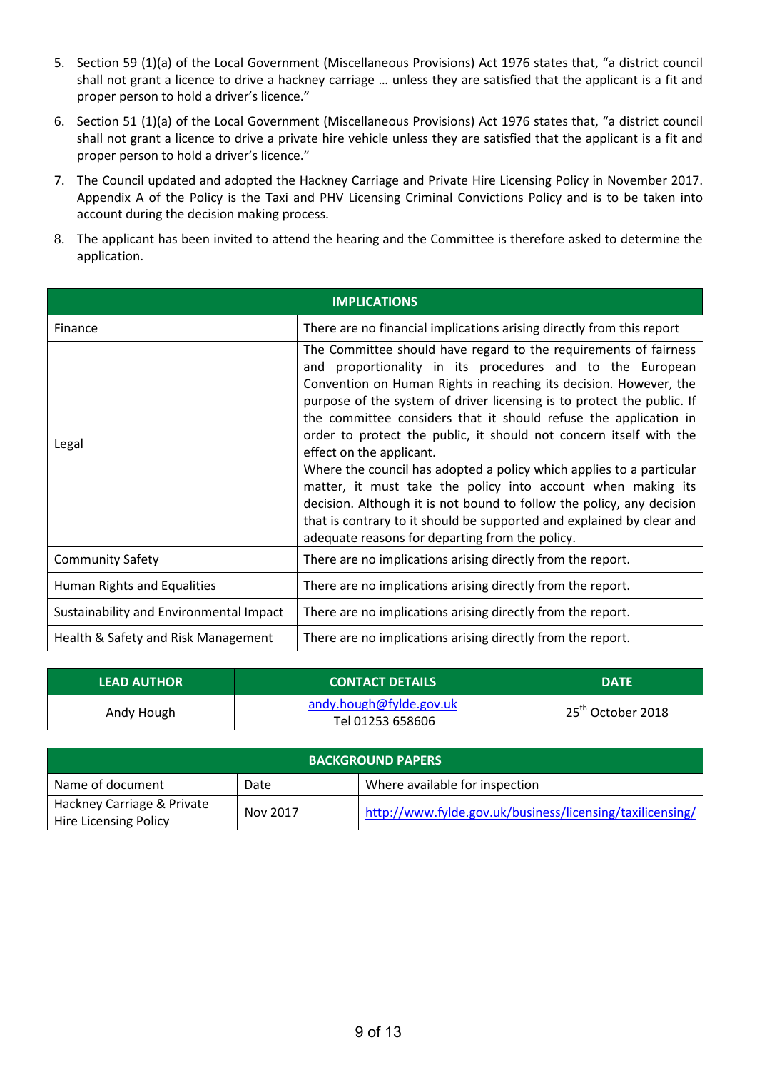5. Section 59 (1)(a) of the Local Government (Miscellaneous Provisions) Act 1976 states that, "a district council shall not grant a licence to drive a hackney carriage … unless they are satisfied that the applicant is a fit and proper person to hold a driver's licence."

6. Section 51 (1)(a) of the Local Government (Miscellaneous Provisions) Act 1976 states that, "a district council shall not grant a licence to drive a private hire vehicle unless they are satisfied that the applicant is a fit and proper person to hold a driver's licence."

7. The Council updated and adopted the Hackney Carriage and Private Hire Licensing Policy in November 2017. Appendix A of the Policy is the Taxi and PHV Licensing Criminal Convictions Policy and is to be taken into account during the decision making process.

8. The applicant has been invited to attend the hearing and the Committee is therefore asked to determine the application.

| IMPLICATIONS | |
|---|---|
| Finance | There are no financial implications arising directly from this report |
| Legal | The Committee should have regard to the requirements of fairness and proportionality in its procedures and to the European Convention on Human Rights in reaching its decision. However, the purpose of the system of driver licensing is to protect the public. If the committee considers that it should refuse the application in order to protect the public, it should not concern itself with the effect on the applicant.<br>Where the council has adopted a policy which applies to a particular matter, it must take the policy into account when making its decision. Although it is not bound to follow the policy, any decision that is contrary to it should be supported and explained by clear and adequate reasons for departing from the policy. |
| Community Safety | There are no implications arising directly from the report. |
| Human Rights and Equalities | There are no implications arising directly from the report. |
| Sustainability and Environmental Impact | There are no implications arising directly from the report. |
| Health & Safety and Risk Management | There are no implications arising directly from the report. |

| LEAD AUTHOR | CONTACT DETAILS | DATE |
|---|---|---|
| Andy Hough | andy.hough@fylde.gov.uk<br>Tel 01253 658606 | 25th October 2018 |

| BACKGROUND PAPERS | | |
|---|---|---|
| Name of document | Date | Where available for inspection |
| Hackney Carriage & Private Hire Licensing Policy | Nov 2017 | http://www.fylde.gov.uk/business/licensing/taxilicensing/ |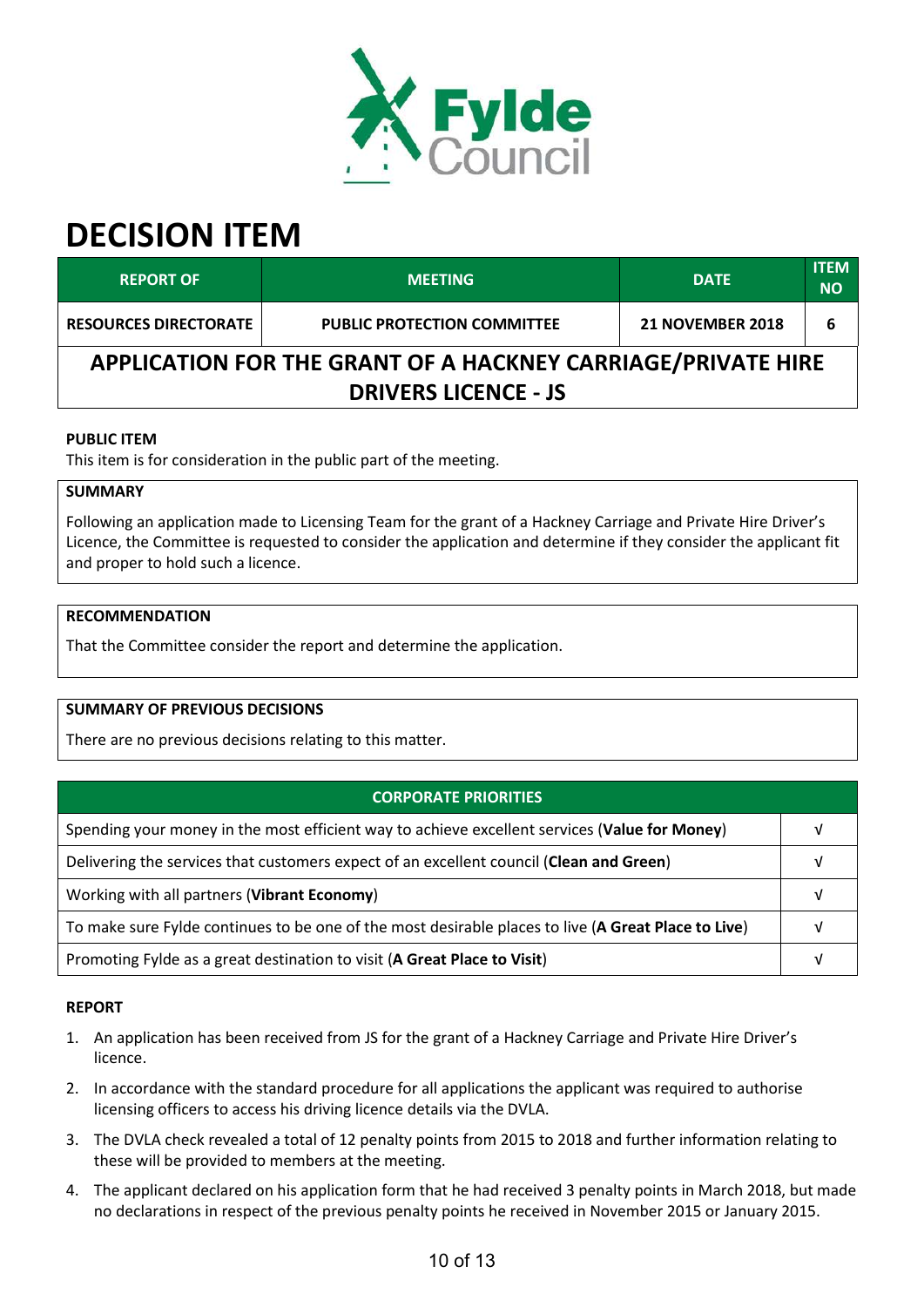# DECISION ITEM

| REPORT OF | MEETING | DATE | ITEM NO |
| --- | --- | --- | --- |
| **RESOURCES DIRECTORATE** | **PUBLIC PROTECTION COMMITTEE** | **21 NOVEMBER 2018** | **6** |

## APPLICATION FOR THE GRANT OF A HACKNEY CARRIAGE/PRIVATE HIRE DRIVERS LICENCE - JS

**PUBLIC ITEM**

This item is for consideration in the public part of the meeting.

**SUMMARY**

Following an application made to Licensing Team for the grant of a Hackney Carriage and Private Hire Driver's Licence, the Committee is requested to consider the application and determine if they consider the applicant fit and proper to hold such a licence.

**RECOMMENDATION**

That the Committee consider the report and determine the application.

**SUMMARY OF PREVIOUS DECISIONS**

There are no previous decisions relating to this matter.

| CORPORATE PRIORITIES | |
| --- | --- |
| Spending your money in the most efficient way to achieve excellent services (**Value for Money**) | √ |
| Delivering the services that customers expect of an excellent council (**Clean and Green**) | √ |
| Working with all partners (**Vibrant Economy**) | √ |
| To make sure Fylde continues to be one of the most desirable places to live (**A Great Place to Live**) | √ |
| Promoting Fylde as a great destination to visit (**A Great Place to Visit**) | √ |

**REPORT**

1. An application has been received from JS for the grant of a Hackney Carriage and Private Hire Driver's licence.
2. In accordance with the standard procedure for all applications the applicant was required to authorise licensing officers to access his driving licence details via the DVLA.
3. The DVLA check revealed a total of 12 penalty points from 2015 to 2018 and further information relating to these will be provided to members at the meeting.
4. The applicant declared on his application form that he had received 3 penalty points in March 2018, but made no declarations in respect of the previous penalty points he received in November 2015 or January 2015.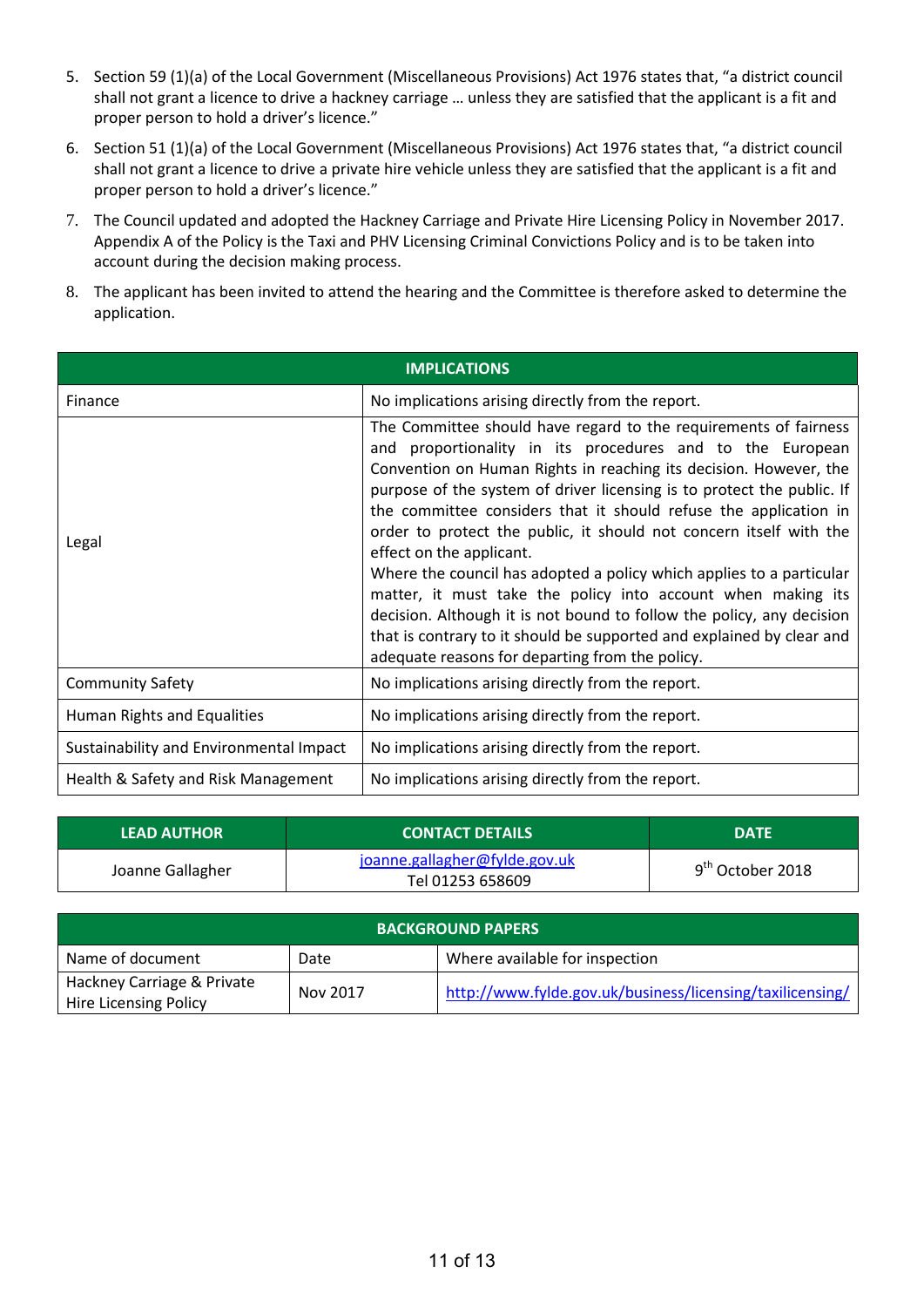5. Section 59 (1)(a) of the Local Government (Miscellaneous Provisions) Act 1976 states that, "a district council shall not grant a licence to drive a hackney carriage … unless they are satisfied that the applicant is a fit and proper person to hold a driver's licence."
6. Section 51 (1)(a) of the Local Government (Miscellaneous Provisions) Act 1976 states that, "a district council shall not grant a licence to drive a private hire vehicle unless they are satisfied that the applicant is a fit and proper person to hold a driver's licence."
7. The Council updated and adopted the Hackney Carriage and Private Hire Licensing Policy in November 2017. Appendix A of the Policy is the Taxi and PHV Licensing Criminal Convictions Policy and is to be taken into account during the decision making process.
8. The applicant has been invited to attend the hearing and the Committee is therefore asked to determine the application.

| IMPLICATIONS | |
|---|---|
| Finance | No implications arising directly from the report. |
| Legal | The Committee should have regard to the requirements of fairness and proportionality in its procedures and to the European Convention on Human Rights in reaching its decision. However, the purpose of the system of driver licensing is to protect the public. If the committee considers that it should refuse the application in order to protect the public, it should not concern itself with the effect on the applicant.<br>Where the council has adopted a policy which applies to a particular matter, it must take the policy into account when making its decision. Although it is not bound to follow the policy, any decision that is contrary to it should be supported and explained by clear and adequate reasons for departing from the policy. |
| Community Safety | No implications arising directly from the report. |
| Human Rights and Equalities | No implications arising directly from the report. |
| Sustainability and Environmental Impact | No implications arising directly from the report. |
| Health & Safety and Risk Management | No implications arising directly from the report. |

| LEAD AUTHOR | CONTACT DETAILS | DATE |
|---|---|---|
| Joanne Gallagher | joanne.gallagher@fylde.gov.uk<br>Tel 01253 658609 | 9th October 2018 |

| BACKGROUND PAPERS | | |
|---|---|---|
| Name of document | Date | Where available for inspection |
| Hackney Carriage & Private Hire Licensing Policy | Nov 2017 | http://www.fylde.gov.uk/business/licensing/taxilicensing/ |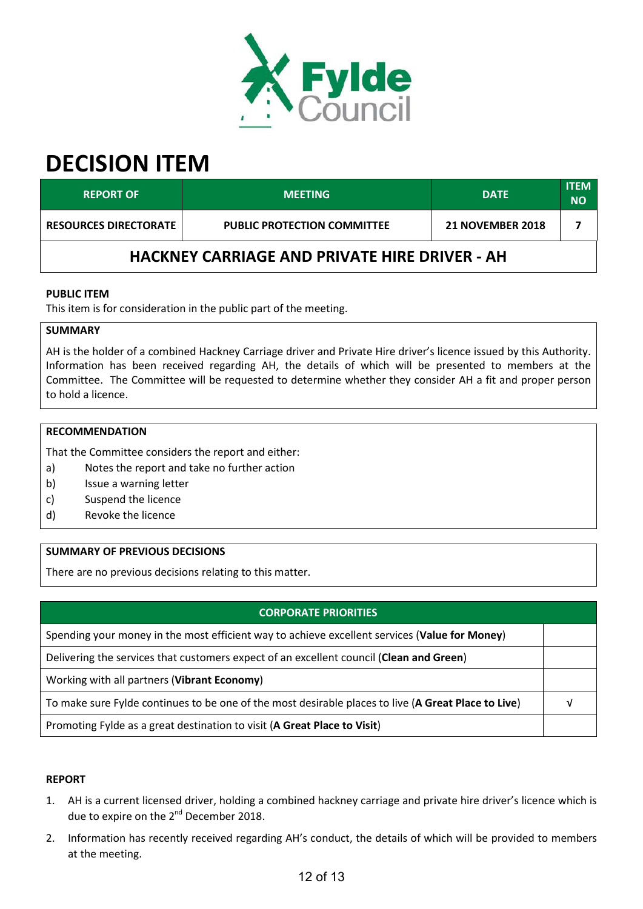Fylde Council

# DECISION ITEM

| REPORT OF | MEETING | DATE | ITEM NO |
|---|---|---|---|
| RESOURCES DIRECTORATE | PUBLIC PROTECTION COMMITTEE | 21 NOVEMBER 2018 | 7 |

## HACKNEY CARRIAGE AND PRIVATE HIRE DRIVER - AH

**PUBLIC ITEM**

This item is for consideration in the public part of the meeting.

**SUMMARY**

AH is the holder of a combined Hackney Carriage driver and Private Hire driver's licence issued by this Authority. Information has been received regarding AH, the details of which will be presented to members at the Committee. The Committee will be requested to determine whether they consider AH a fit and proper person to hold a licence.

**RECOMMENDATION**

That the Committee considers the report and either:

a) Notes the report and take no further action
b) Issue a warning letter
c) Suspend the licence
d) Revoke the licence

**SUMMARY OF PREVIOUS DECISIONS**

There are no previous decisions relating to this matter.

| CORPORATE PRIORITIES | |
|---|---|
| Spending your money in the most efficient way to achieve excellent services (**Value for Money**) | |
| Delivering the services that customers expect of an excellent council (**Clean and Green**) | |
| Working with all partners (**Vibrant Economy**) | |
| To make sure Fylde continues to be one of the most desirable places to live (**A Great Place to Live**) | √ |
| Promoting Fylde as a great destination to visit (**A Great Place to Visit**) | |

**REPORT**

1. AH is a current licensed driver, holding a combined hackney carriage and private hire driver's licence which is due to expire on the 2nd December 2018.
2. Information has recently received regarding AH's conduct, the details of which will be provided to members at the meeting.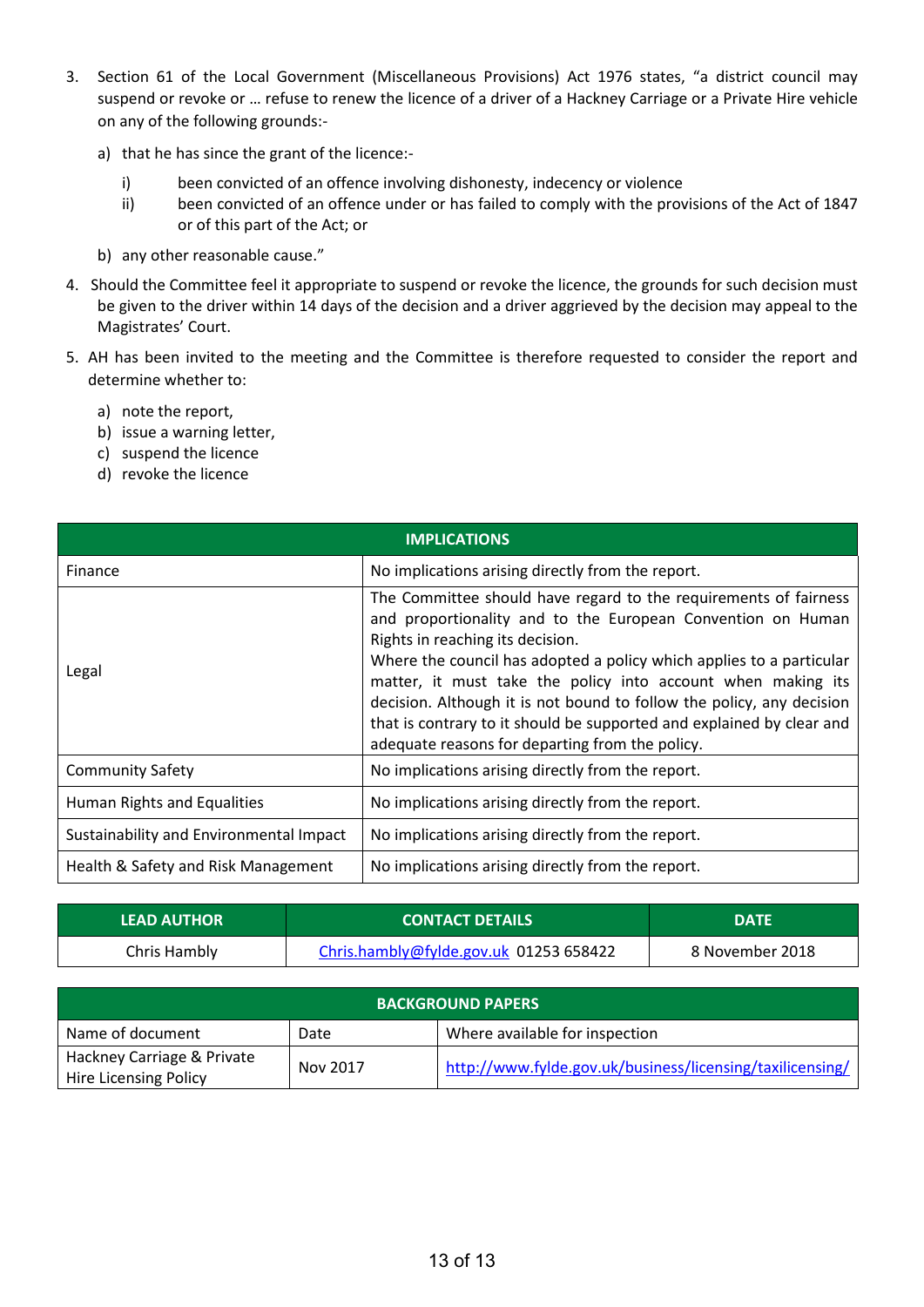3. Section 61 of the Local Government (Miscellaneous Provisions) Act 1976 states, "a district council may suspend or revoke or … refuse to renew the licence of a driver of a Hackney Carriage or a Private Hire vehicle on any of the following grounds:-

   a) that he has since the grant of the licence:-

      i) been convicted of an offence involving dishonesty, indecency or violence
      ii) been convicted of an offence under or has failed to comply with the provisions of the Act of 1847 or of this part of the Act; or

   b) any other reasonable cause."

4. Should the Committee feel it appropriate to suspend or revoke the licence, the grounds for such decision must be given to the driver within 14 days of the decision and a driver aggrieved by the decision may appeal to the Magistrates' Court.

5. AH has been invited to the meeting and the Committee is therefore requested to consider the report and determine whether to:

   a) note the report,
   b) issue a warning letter,
   c) suspend the licence
   d) revoke the licence

| IMPLICATIONS | |
|---|---|
| Finance | No implications arising directly from the report. |
| Legal | The Committee should have regard to the requirements of fairness and proportionality and to the European Convention on Human Rights in reaching its decision.<br>Where the council has adopted a policy which applies to a particular matter, it must take the policy into account when making its decision. Although it is not bound to follow the policy, any decision that is contrary to it should be supported and explained by clear and adequate reasons for departing from the policy. |
| Community Safety | No implications arising directly from the report. |
| Human Rights and Equalities | No implications arising directly from the report. |
| Sustainability and Environmental Impact | No implications arising directly from the report. |
| Health & Safety and Risk Management | No implications arising directly from the report. |

| LEAD AUTHOR | CONTACT DETAILS | DATE |
|---|---|---|
| Chris Hambly | Chris.hambly@fylde.gov.uk 01253 658422 | 8 November 2018 |

| BACKGROUND PAPERS | | |
|---|---|---|
| Name of document | Date | Where available for inspection |
| Hackney Carriage & Private Hire Licensing Policy | Nov 2017 | http://www.fylde.gov.uk/business/licensing/taxilicensing/ |